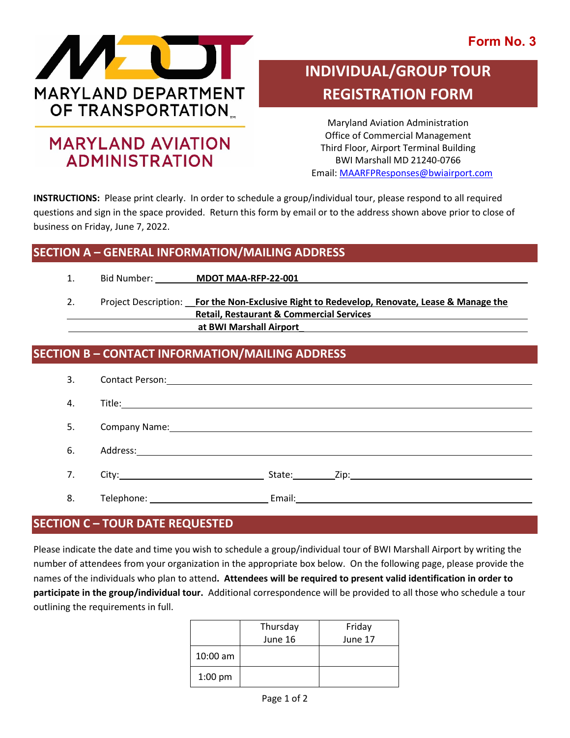**Form No. 3**

MARYLAND DEPARTMENT OF TRANSPORTATION

MARYLAND AVIATION ADMINISTRATION

# INDIVIDUAL/GROUP TOUR REGISTRATION FORM

Maryland Aviation Administration
Office of Commercial Management
Third Floor, Airport Terminal Building
BWI Marshall MD 21240-0766
Email: MAARFPResponses@bwiairport.com

**INSTRUCTIONS:** Please print clearly. In order to schedule a group/individual tour, please respond to all required questions and sign in the space provided. Return this form by email or to the address shown above prior to close of business on Friday, June 7, 2022.

## SECTION A – GENERAL INFORMATION/MAILING ADDRESS

1. Bid Number: **MDOT MAA-RFP-22-001**

2. Project Description: **For the Non-Exclusive Right to Redevelop, Renovate, Lease & Manage the Retail, Restaurant & Commercial Services at BWI Marshall Airport**

## SECTION B – CONTACT INFORMATION/MAILING ADDRESS

3. Contact Person: \_\_\_\_\_\_\_\_\_\_\_\_\_\_\_\_\_\_\_\_

4. Title: \_\_\_\_\_\_\_\_\_\_\_\_\_\_\_\_\_\_\_\_

5. Company Name: \_\_\_\_\_\_\_\_\_\_\_\_\_\_\_\_\_\_\_\_

6. Address: \_\_\_\_\_\_\_\_\_\_\_\_\_\_\_\_\_\_\_\_

7. City: \_\_\_\_\_\_\_\_\_\_ State: \_\_\_\_\_ Zip: \_\_\_\_\_\_\_\_\_\_

8. Telephone: \_\_\_\_\_\_\_\_\_\_ Email: \_\_\_\_\_\_\_\_\_\_

## SECTION C – TOUR DATE REQUESTED

Please indicate the date and time you wish to schedule a group/individual tour of BWI Marshall Airport by writing the number of attendees from your organization in the appropriate box below. On the following page, please provide the names of the individuals who plan to attend**. Attendees will be required to present valid identification in order to participate in the group/individual tour.** Additional correspondence will be provided to all those who schedule a tour outlining the requirements in full.

| | Thursday June 16 | Friday June 17 |
|---|---|---|
| 10:00 am | | |
| 1:00 pm | | |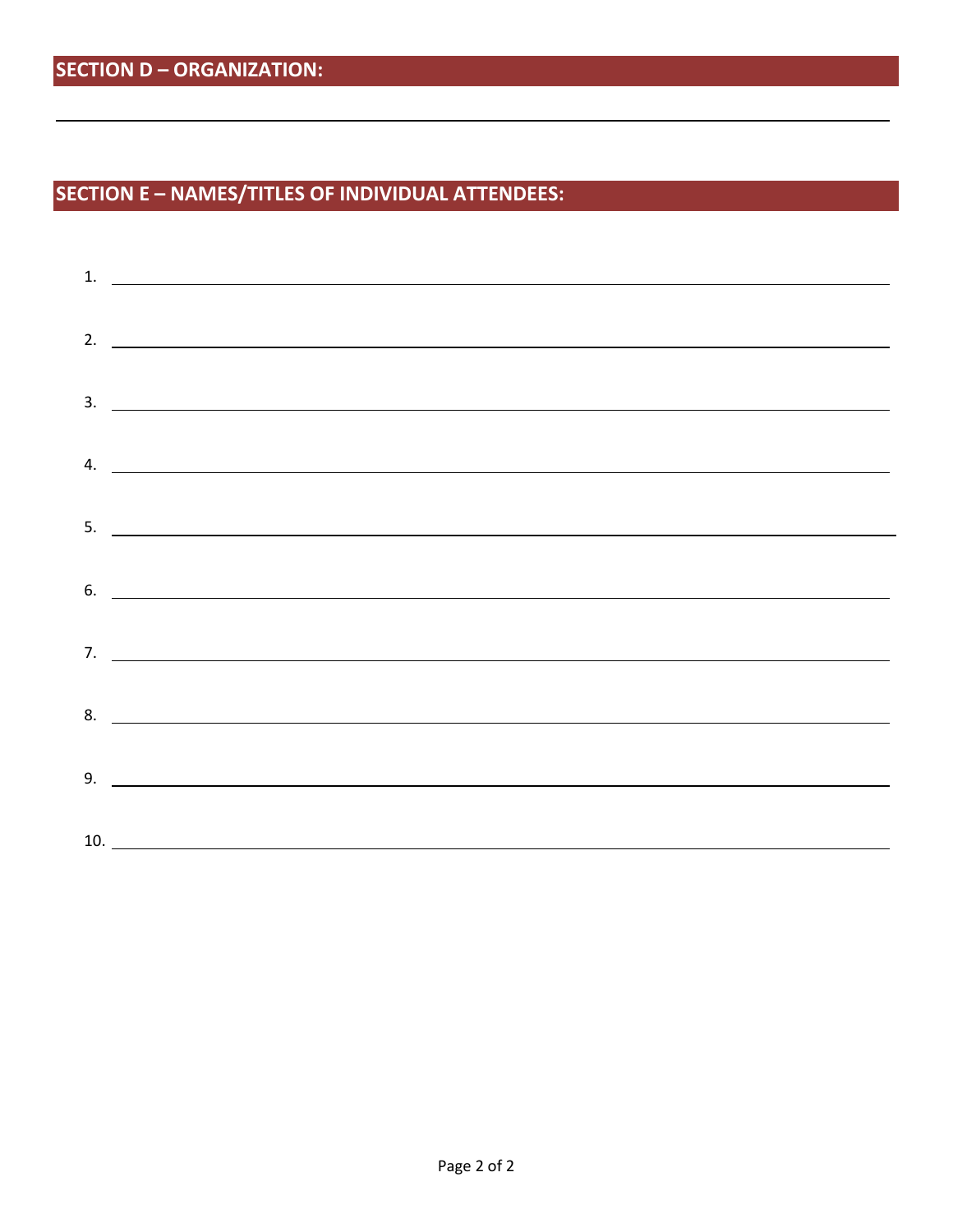## SECTION D – ORGANIZATION:

______________________________________________________________________________

## SECTION E – NAMES/TITLES OF INDIVIDUAL ATTENDEES:

1. ______________________________________________________________________________

2. ______________________________________________________________________________

3. ______________________________________________________________________________

4. ______________________________________________________________________________

5. ______________________________________________________________________________

6. ______________________________________________________________________________

7. ______________________________________________________________________________

8. ______________________________________________________________________________

9. ______________________________________________________________________________

10. ______________________________________________________________________________